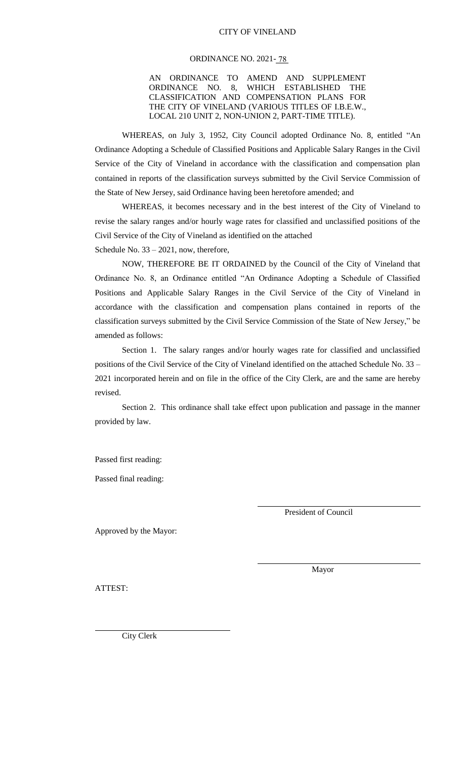CITY OF VINELAND

ORDINANCE NO. 2021- 78

AN ORDINANCE TO AMEND AND SUPPLEMENT ORDINANCE NO. 8, WHICH ESTABLISHED THE CLASSIFICATION AND COMPENSATION PLANS FOR THE CITY OF VINELAND (VARIOUS TITLES OF I.B.E.W., LOCAL 210 UNIT 2, NON-UNION 2, PART-TIME TITLE).

WHEREAS, on July 3, 1952, City Council adopted Ordinance No. 8, entitled "An Ordinance Adopting a Schedule of Classified Positions and Applicable Salary Ranges in the Civil Service of the City of Vineland in accordance with the classification and compensation plan contained in reports of the classification surveys submitted by the Civil Service Commission of the State of New Jersey, said Ordinance having been heretofore amended; and

WHEREAS, it becomes necessary and in the best interest of the City of Vineland to revise the salary ranges and/or hourly wage rates for classified and unclassified positions of the Civil Service of the City of Vineland as identified on the attached
Schedule No. 33 – 2021, now, therefore,

NOW, THEREFORE BE IT ORDAINED by the Council of the City of Vineland that Ordinance No. 8, an Ordinance entitled "An Ordinance Adopting a Schedule of Classified Positions and Applicable Salary Ranges in the Civil Service of the City of Vineland in accordance with the classification and compensation plans contained in reports of the classification surveys submitted by the Civil Service Commission of the State of New Jersey," be amended as follows:

Section 1. The salary ranges and/or hourly wages rate for classified and unclassified positions of the Civil Service of the City of Vineland identified on the attached Schedule No. 33 – 2021 incorporated herein and on file in the office of the City Clerk, are and the same are hereby revised.

Section 2. This ordinance shall take effect upon publication and passage in the manner provided by law.

Passed first reading:

Passed final reading:

President of Council

Approved by the Mayor:

Mayor

ATTEST:

City Clerk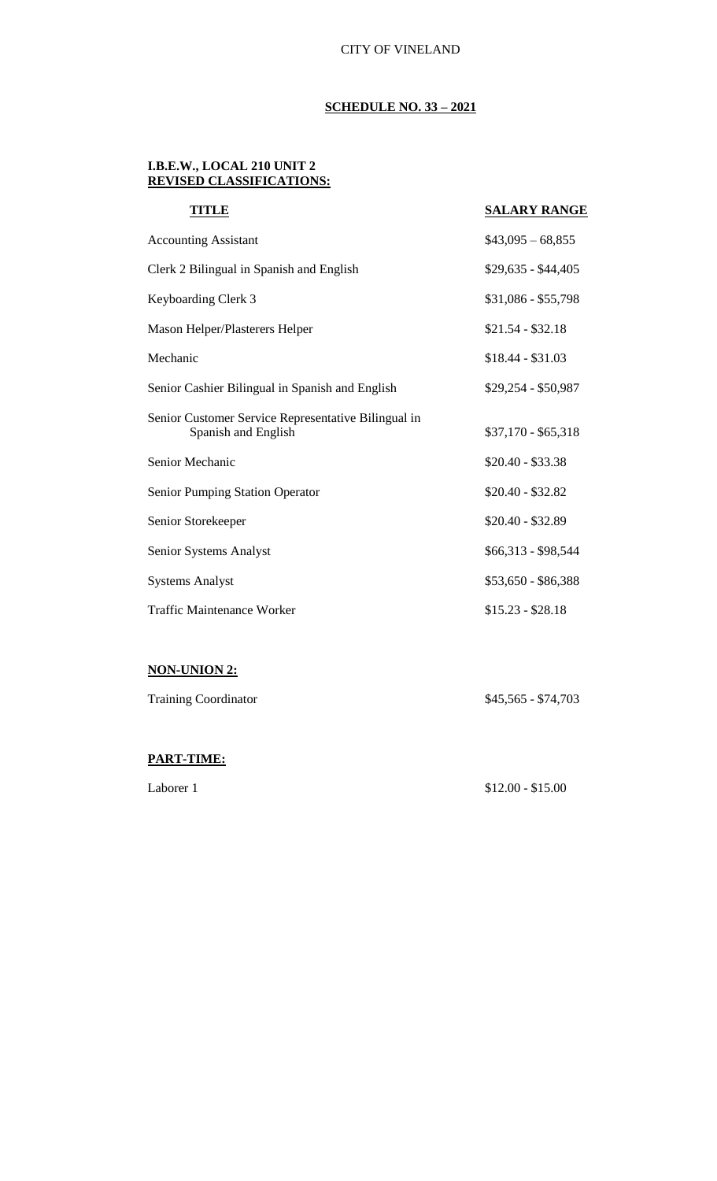CITY OF VINELAND

**SCHEDULE NO. 33 – 2021**

**I.B.E.W., LOCAL 210 UNIT 2**
**REVISED CLASSIFICATIONS:**

| TITLE | SALARY RANGE |
| --- | --- |
| Accounting Assistant | $43,095 – 68,855 |
| Clerk 2 Bilingual in Spanish and English | $29,635 - $44,405 |
| Keyboarding Clerk 3 | $31,086 - $55,798 |
| Mason Helper/Plasterers Helper | $21.54 - $32.18 |
| Mechanic | $18.44 - $31.03 |
| Senior Cashier Bilingual in Spanish and English | $29,254 - $50,987 |
| Senior Customer Service Representative Bilingual in Spanish and English | $37,170 - $65,318 |
| Senior Mechanic | $20.40 - $33.38 |
| Senior Pumping Station Operator | $20.40 - $32.82 |
| Senior Storekeeper | $20.40 - $32.89 |
| Senior Systems Analyst | $66,313 - $98,544 |
| Systems Analyst | $53,650 - $86,388 |
| Traffic Maintenance Worker | $15.23 - $28.18 |

**NON-UNION 2:**

| | |
| --- | --- |
| Training Coordinator | $45,565 - $74,703 |

**PART-TIME:**

| | |
| --- | --- |
| Laborer 1 | $12.00 - $15.00 |